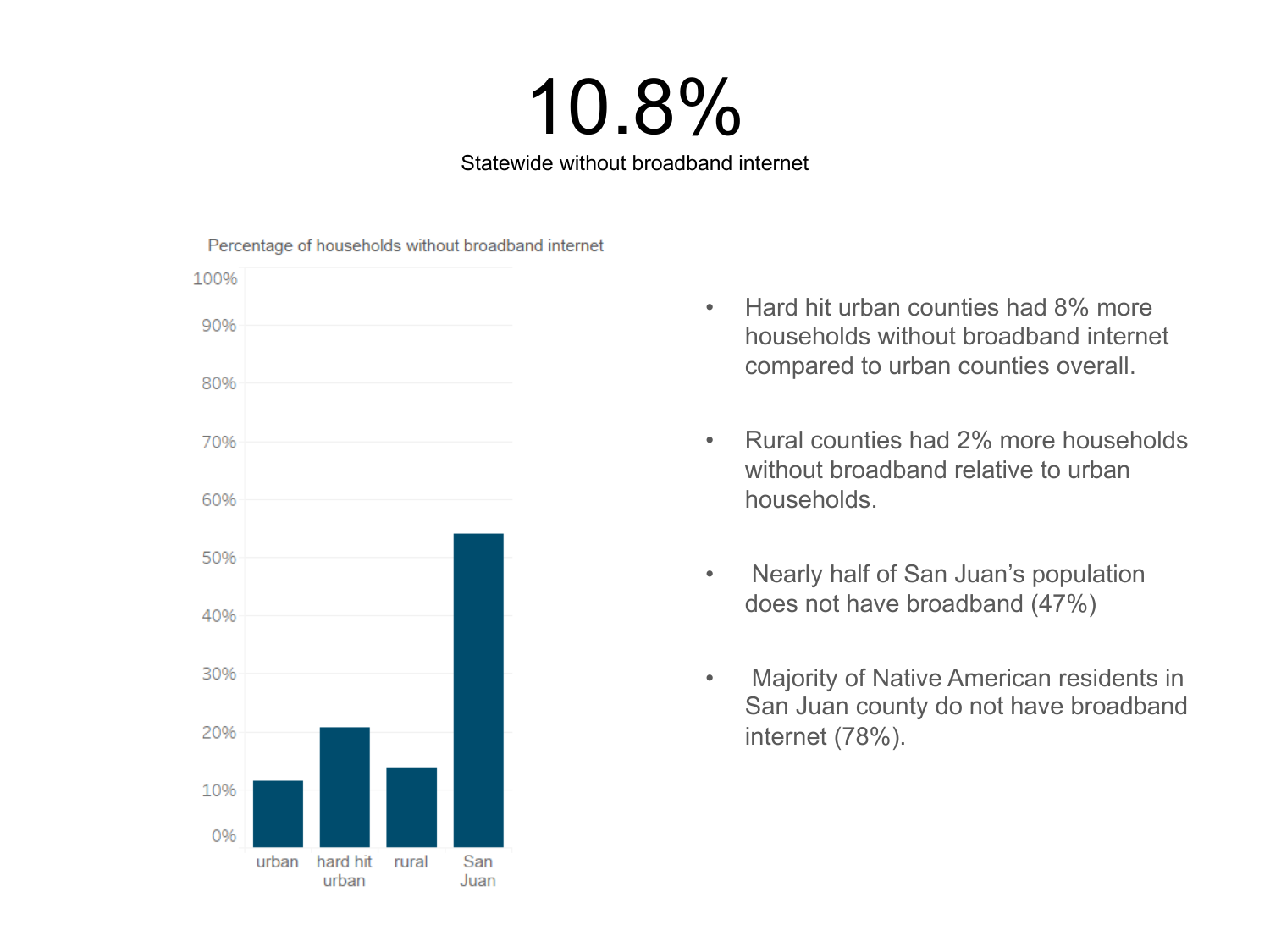# 10.8%

Statewide without broadband internet

Percentage of households without broadband internet

| Category | Approx. value |
|---|---|
| urban | ~11% |
| hard hit urban | ~21% |
| rural | ~14% |
| San Juan | ~54% |

- Hard hit urban counties had 8% more households without broadband internet compared to urban counties overall.
- Rural counties had 2% more households without broadband relative to urban households.
- Nearly half of San Juan's population does not have broadband (47%)
- Majority of Native American residents in San Juan county do not have broadband internet (78%).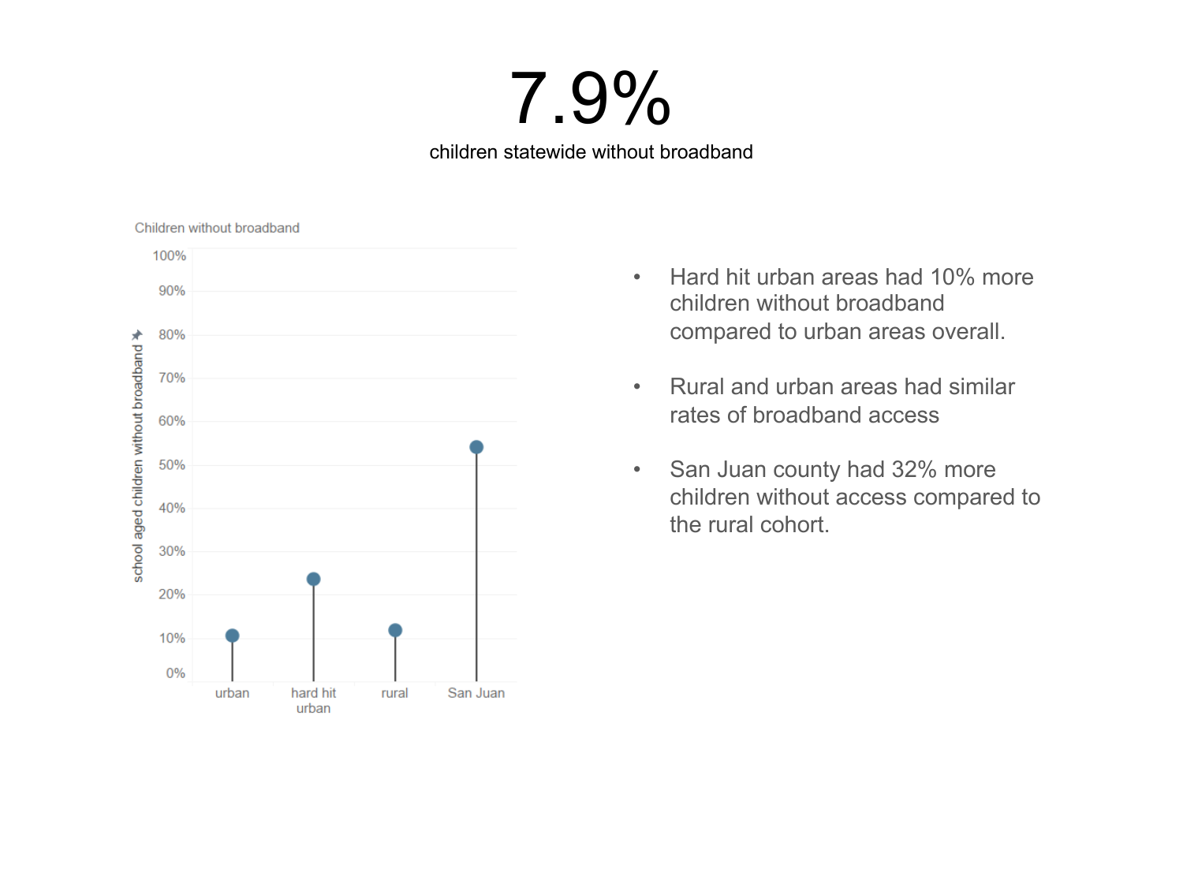# 7.9%

children statewide without broadband

Children without broadband

- Hard hit urban areas had 10% more children without broadband compared to urban areas overall.
- Rural and urban areas had similar rates of broadband access
- San Juan county had 32% more children without access compared to the rural cohort.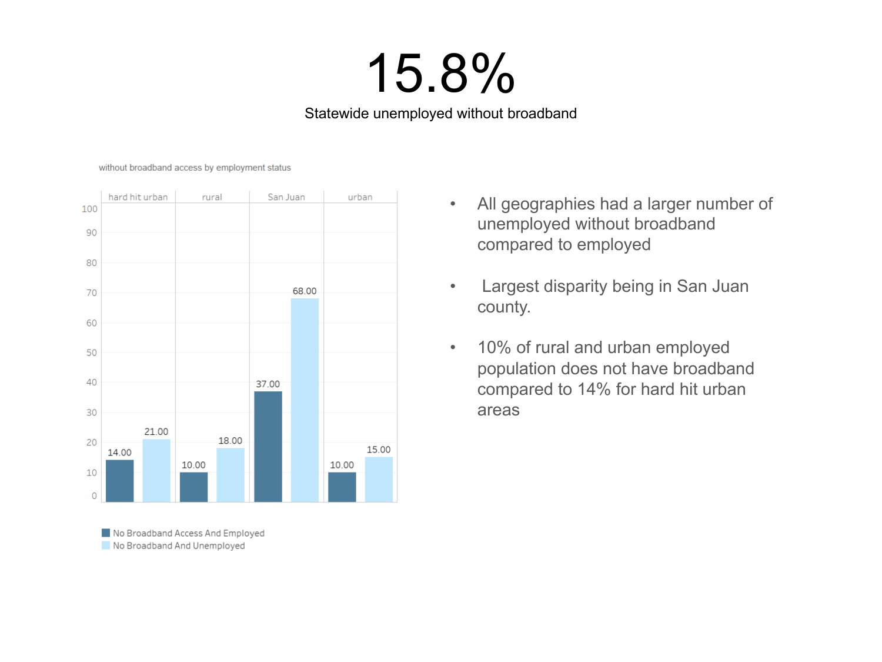# 15.8%

Statewide unemployed without broadband

without broadband access by employment status

| | hard hit urban | rural | San Juan | urban |
|---|---|---|---|---|
| No Broadband Access And Employed | 14.00 | 10.00 | 37.00 | 10.00 |
| No Broadband And Unemployed | 21.00 | 18.00 | 68.00 | 15.00 |

- All geographies had a larger number of unemployed without broadband compared to employed
- Largest disparity being in San Juan county.
- 10% of rural and urban employed population does not have broadband compared to 14% for hard hit urban areas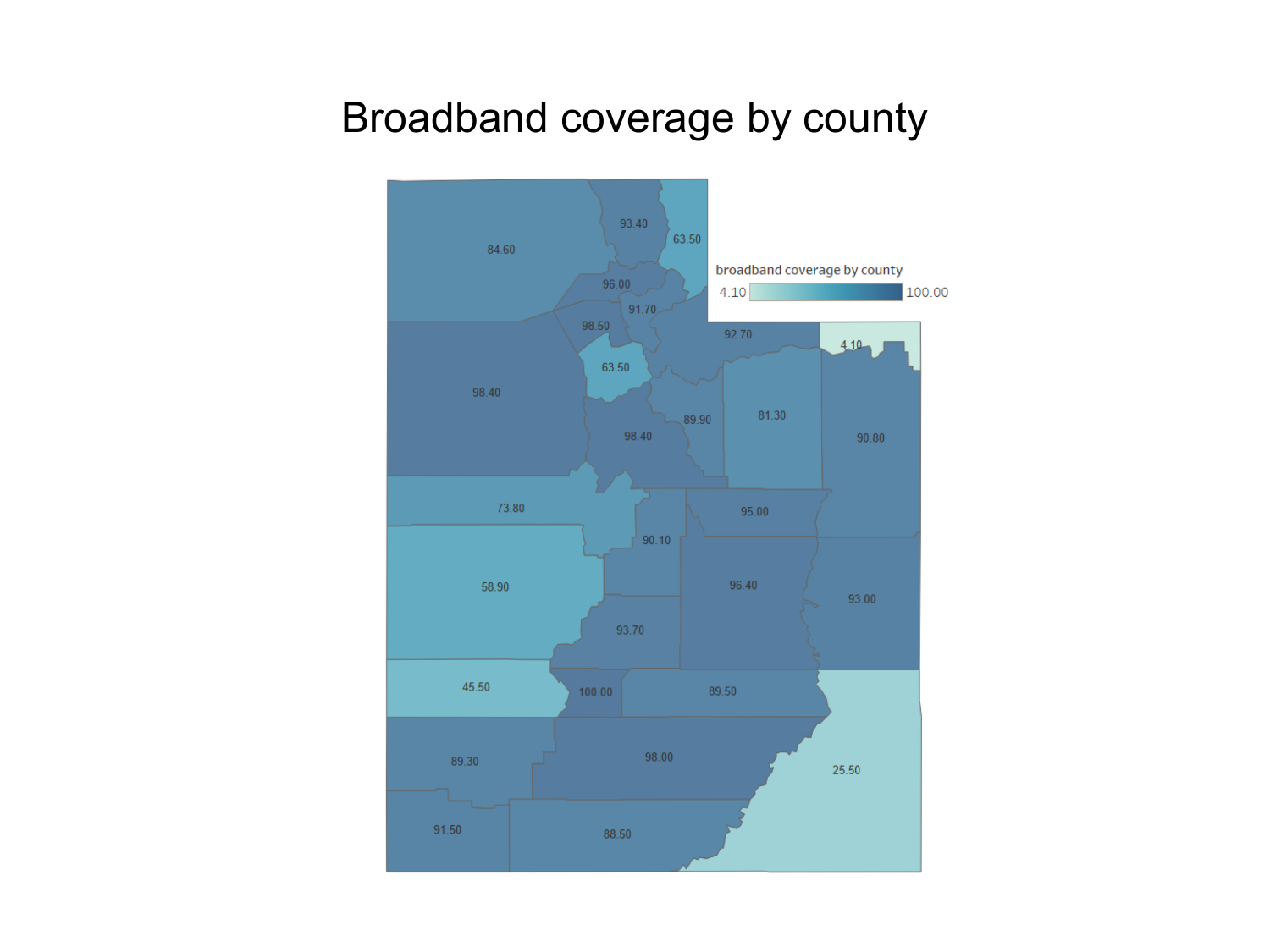# Broadband coverage by county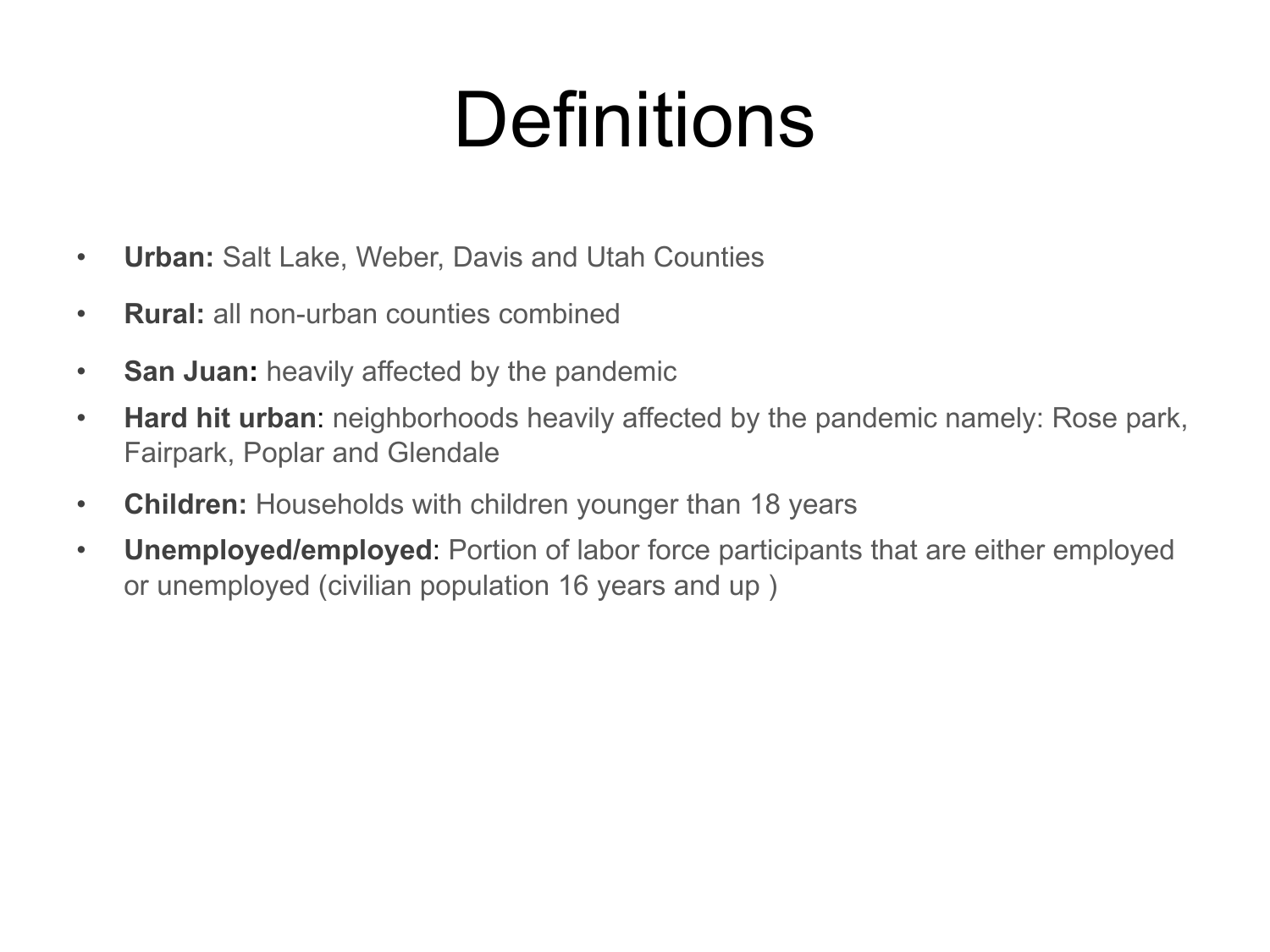# Definitions

- **Urban:** Salt Lake, Weber, Davis and Utah Counties
- **Rural:** all non-urban counties combined
- **San Juan:** heavily affected by the pandemic
- **Hard hit urban**: neighborhoods heavily affected by the pandemic namely: Rose park, Fairpark, Poplar and Glendale
- **Children:** Households with children younger than 18 years
- **Unemployed/employed**: Portion of labor force participants that are either employed or unemployed (civilian population 16 years and up )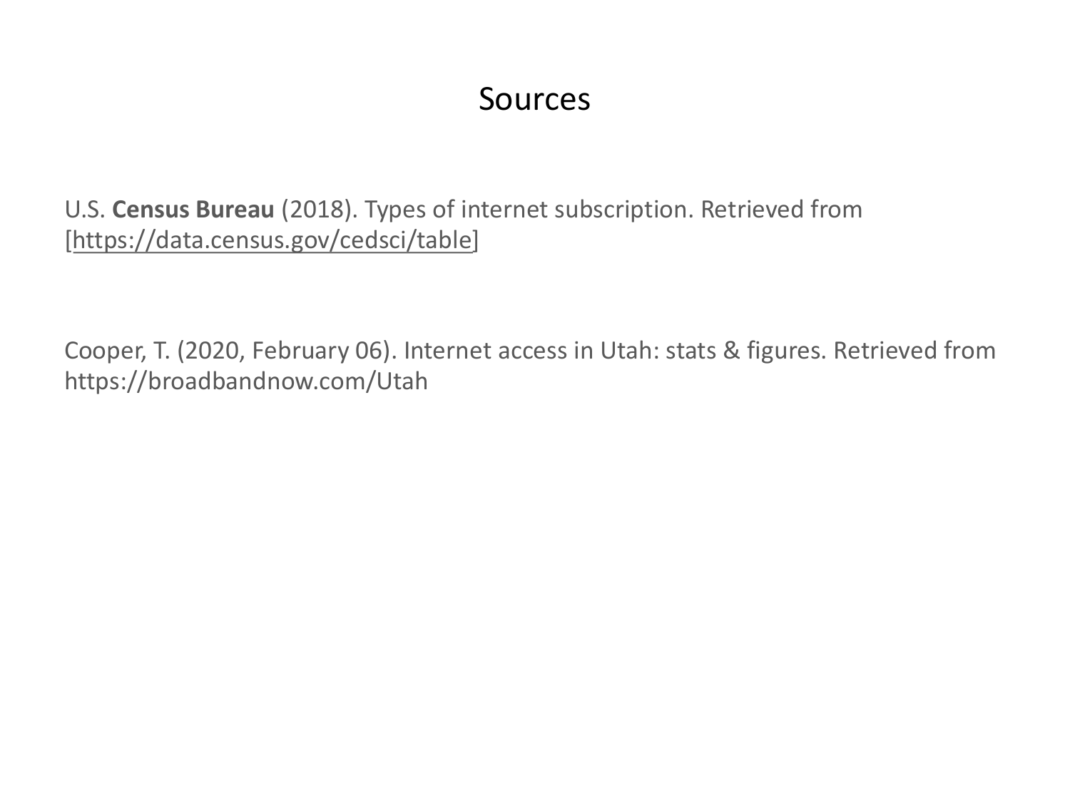# Sources

U.S. **Census Bureau** (2018). Types of internet subscription. Retrieved from [https://data.census.gov/cedsci/table]

Cooper, T. (2020, February 06). Internet access in Utah: stats & figures. Retrieved from https://broadbandnow.com/Utah